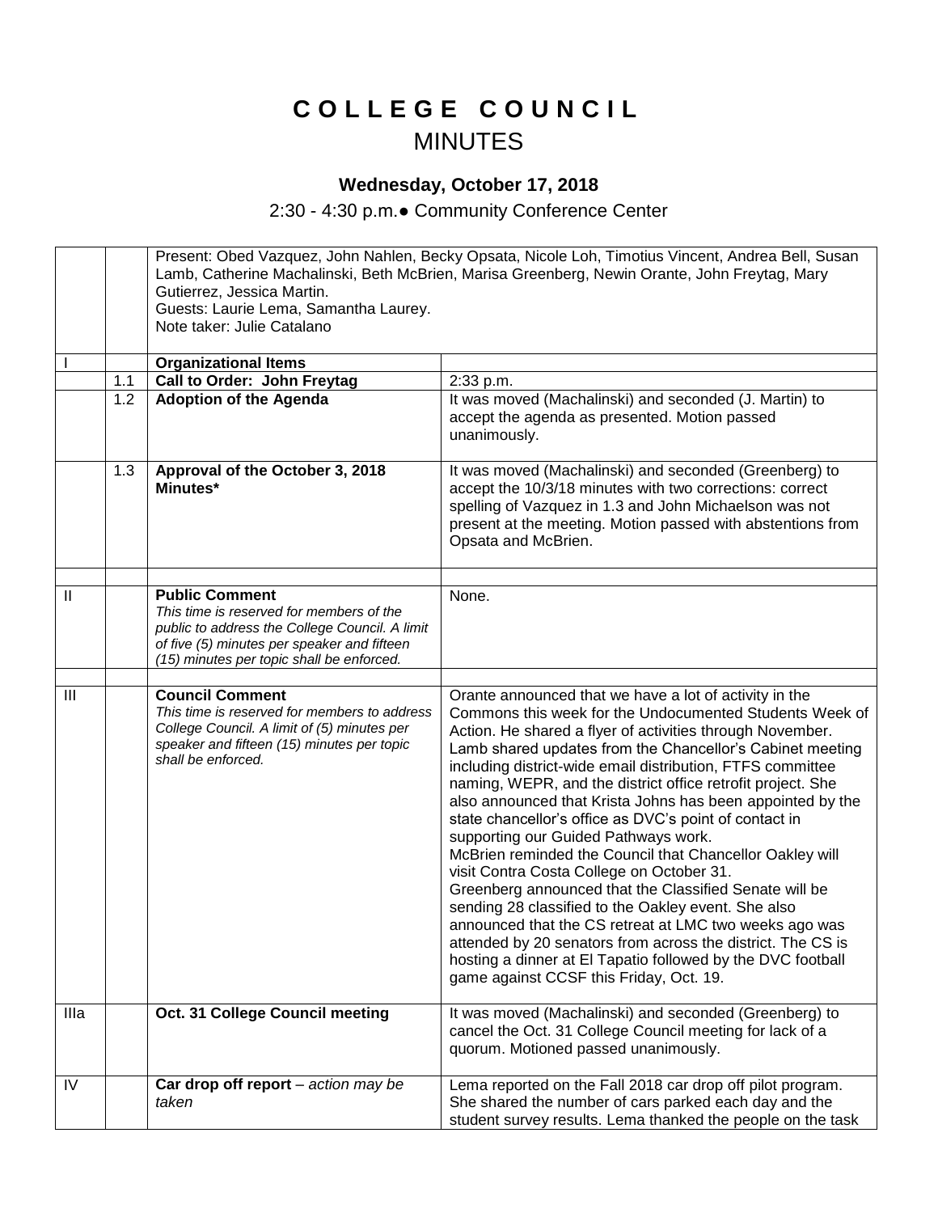# C O L L E G E C O U N C I L

## MINUTES

### Wednesday, October 17, 2018

2:30 - 4:30 p.m.● Community Conference Center

| | | | |
|---|---|---|---|
| | | Present: Obed Vazquez, John Nahlen, Becky Opsata, Nicole Loh, Timotius Vincent, Andrea Bell, Susan Lamb, Catherine Machalinski, Beth McBrien, Marisa Greenberg, Newin Orante, John Freytag, Mary Gutierrez, Jessica Martin.<br>Guests: Laurie Lema, Samantha Laurey.<br>Note taker: Julie Catalano | |
| I | | **Organizational Items** | |
| | 1.1 | **Call to Order: John Freytag** | 2:33 p.m. |
| | 1.2 | **Adoption of the Agenda** | It was moved (Machalinski) and seconded (J. Martin) to accept the agenda as presented. Motion passed unanimously. |
| | 1.3 | **Approval of the October 3, 2018 Minutes*** | It was moved (Machalinski) and seconded (Greenberg) to accept the 10/3/18 minutes with two corrections: correct spelling of Vazquez in 1.3 and John Michaelson was not present at the meeting. Motion passed with abstentions from Opsata and McBrien. |
| | | | |
| II | | **Public Comment**<br>*This time is reserved for members of the public to address the College Council. A limit of five (5) minutes per speaker and fifteen (15) minutes per topic shall be enforced.* | None. |
| | | | |
| III | | **Council Comment**<br>*This time is reserved for members to address College Council. A limit of (5) minutes per speaker and fifteen (15) minutes per topic shall be enforced.* | Orante announced that we have a lot of activity in the Commons this week for the Undocumented Students Week of Action. He shared a flyer of activities through November.<br>Lamb shared updates from the Chancellor's Cabinet meeting including district-wide email distribution, FTFS committee naming, WEPR, and the district office retrofit project. She also announced that Krista Johns has been appointed by the state chancellor's office as DVC's point of contact in supporting our Guided Pathways work.<br>McBrien reminded the Council that Chancellor Oakley will visit Contra Costa College on October 31.<br>Greenberg announced that the Classified Senate will be sending 28 classified to the Oakley event. She also announced that the CS retreat at LMC two weeks ago was attended by 20 senators from across the district. The CS is hosting a dinner at El Tapatio followed by the DVC football game against CCSF this Friday, Oct. 19. |
| IIIa | | **Oct. 31 College Council meeting** | It was moved (Machalinski) and seconded (Greenberg) to cancel the Oct. 31 College Council meeting for lack of a quorum. Motioned passed unanimously. |
| IV | | **Car drop off report** – *action may be taken* | Lema reported on the Fall 2018 car drop off pilot program. She shared the number of cars parked each day and the student survey results. Lema thanked the people on the task |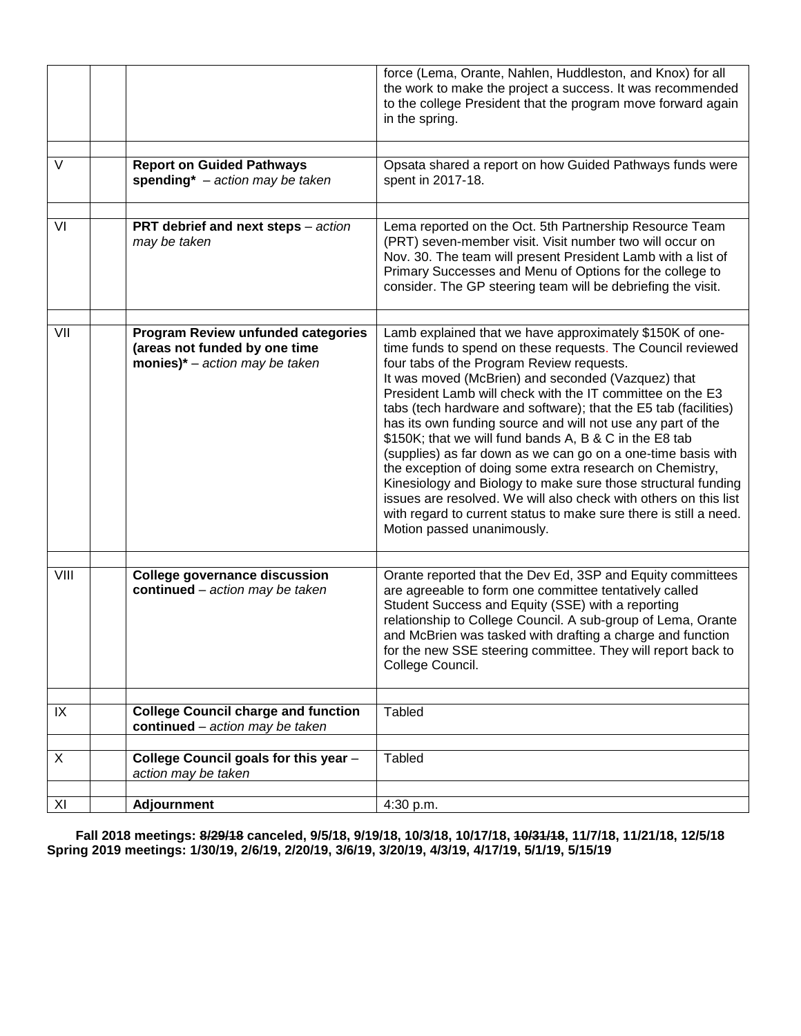| | | | |
|---|---|---|---|
| | | | force (Lema, Orante, Nahlen, Huddleston, and Knox) for all the work to make the project a success. It was recommended to the college President that the program move forward again in the spring. |
| | | | |
| V | | **Report on Guided Pathways spending*** – *action may be taken* | Opsata shared a report on how Guided Pathways funds were spent in 2017-18. |
| | | | |
| VI | | **PRT debrief and next steps** – *action may be taken* | Lema reported on the Oct. 5th Partnership Resource Team (PRT) seven-member visit. Visit number two will occur on Nov. 30. The team will present President Lamb with a list of Primary Successes and Menu of Options for the college to consider. The GP steering team will be debriefing the visit. |
| | | | |
| VII | | **Program Review unfunded categories (areas not funded by one time monies)*** – *action may be taken* | Lamb explained that we have approximately $150K of one-time funds to spend on these requests. The Council reviewed four tabs of the Program Review requests. It was moved (McBrien) and seconded (Vazquez) that President Lamb will check with the IT committee on the E3 tabs (tech hardware and software); that the E5 tab (facilities) has its own funding source and will not use any part of the $150K; that we will fund bands A, B & C in the E8 tab (supplies) as far down as we can go on a one-time basis with the exception of doing some extra research on Chemistry, Kinesiology and Biology to make sure those structural funding issues are resolved. We will also check with others on this list with regard to current status to make sure there is still a need. Motion passed unanimously. |
| | | | |
| VIII | | **College governance discussion continued** – *action may be taken* | Orante reported that the Dev Ed, 3SP and Equity committees are agreeable to form one committee tentatively called Student Success and Equity (SSE) with a reporting relationship to College Council. A sub-group of Lema, Orante and McBrien was tasked with drafting a charge and function for the new SSE steering committee. They will report back to College Council. |
| | | | |
| IX | | **College Council charge and function continued** – *action may be taken* | Tabled |
| | | | |
| X | | **College Council goals for this year** – *action may be taken* | Tabled |
| | | | |
| XI | | **Adjournment** | 4:30 p.m. |

**Fall 2018 meetings: ~~8/29/18~~ canceled, 9/5/18, 9/19/18, 10/3/18, 10/17/18, ~~10/31/18~~, 11/7/18, 11/21/18, 12/5/18**
**Spring 2019 meetings: 1/30/19, 2/6/19, 2/20/19, 3/6/19, 3/20/19, 4/3/19, 4/17/19, 5/1/19, 5/15/19**